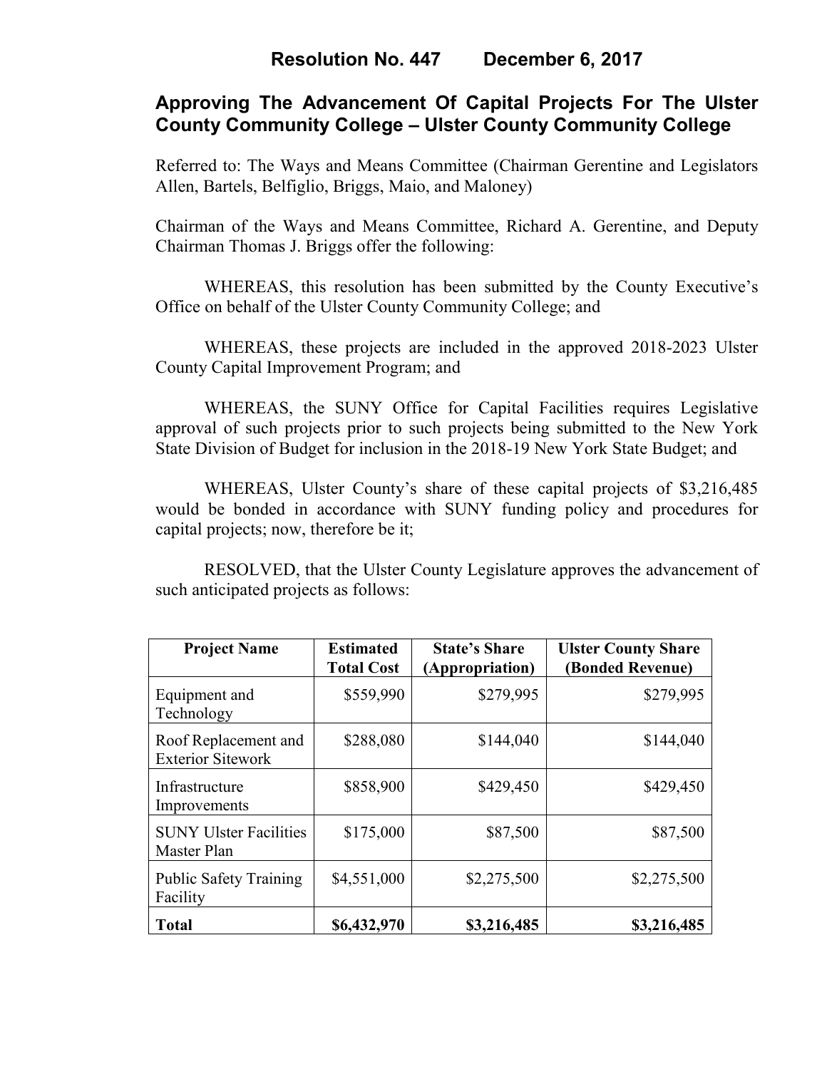# Resolution No. 447 December 6, 2017

## Approving The Advancement Of Capital Projects For The Ulster County Community College – Ulster County Community College

Referred to: The Ways and Means Committee (Chairman Gerentine and Legislators Allen, Bartels, Belfiglio, Briggs, Maio, and Maloney)

Chairman of the Ways and Means Committee, Richard A. Gerentine, and Deputy Chairman Thomas J. Briggs offer the following:

WHEREAS, this resolution has been submitted by the County Executive's Office on behalf of the Ulster County Community College; and

WHEREAS, these projects are included in the approved 2018-2023 Ulster County Capital Improvement Program; and

WHEREAS, the SUNY Office for Capital Facilities requires Legislative approval of such projects prior to such projects being submitted to the New York State Division of Budget for inclusion in the 2018-19 New York State Budget; and

WHEREAS, Ulster County's share of these capital projects of $3,216,485 would be bonded in accordance with SUNY funding policy and procedures for capital projects; now, therefore be it;

RESOLVED, that the Ulster County Legislature approves the advancement of such anticipated projects as follows:

| Project Name | Estimated Total Cost | State's Share (Appropriation) | Ulster County Share (Bonded Revenue) |
|---|---|---|---|
| Equipment and Technology | $559,990 | $279,995 | $279,995 |
| Roof Replacement and Exterior Sitework | $288,080 | $144,040 | $144,040 |
| Infrastructure Improvements | $858,900 | $429,450 | $429,450 |
| SUNY Ulster Facilities Master Plan | $175,000 | $87,500 | $87,500 |
| Public Safety Training Facility | $4,551,000 | $2,275,500 | $2,275,500 |
| **Total** | **$6,432,970** | **$3,216,485** | **$3,216,485** |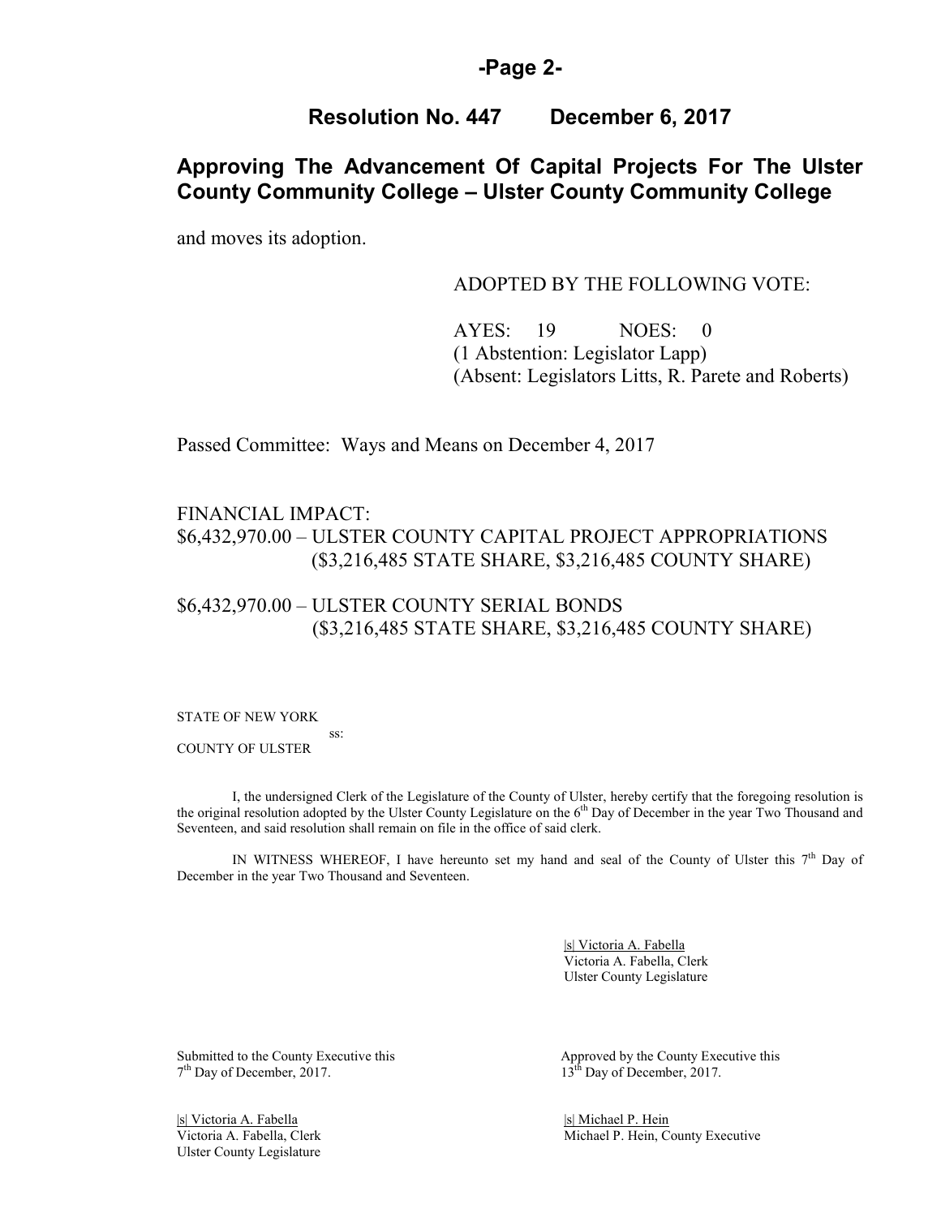## Resolution No. 447 December 6, 2017

## Approving The Advancement Of Capital Projects For The Ulster County Community College – Ulster County Community College

and moves its adoption.

ADOPTED BY THE FOLLOWING VOTE:

AYES: 19 NOES: 0
(1 Abstention: Legislator Lapp)
(Absent: Legislators Litts, R. Parete and Roberts)

Passed Committee: Ways and Means on December 4, 2017

FINANCIAL IMPACT:
\$6,432,970.00 – ULSTER COUNTY CAPITAL PROJECT APPROPRIATIONS
(\$3,216,485 STATE SHARE, \$3,216,485 COUNTY SHARE)

\$6,432,970.00 – ULSTER COUNTY SERIAL BONDS
(\$3,216,485 STATE SHARE, \$3,216,485 COUNTY SHARE)

STATE OF NEW YORK
ss:
COUNTY OF ULSTER

I, the undersigned Clerk of the Legislature of the County of Ulster, hereby certify that the foregoing resolution is the original resolution adopted by the Ulster County Legislature on the 6th Day of December in the year Two Thousand and Seventeen, and said resolution shall remain on file in the office of said clerk.

IN WITNESS WHEREOF, I have hereunto set my hand and seal of the County of Ulster this 7th Day of December in the year Two Thousand and Seventeen.

|s| Victoria A. Fabella
Victoria A. Fabella, Clerk
Ulster County Legislature

Submitted to the County Executive this 7th Day of December, 2017.

|s| Victoria A. Fabella
Victoria A. Fabella, Clerk
Ulster County Legislature

Approved by the County Executive this 13th Day of December, 2017.

|s| Michael P. Hein
Michael P. Hein, County Executive